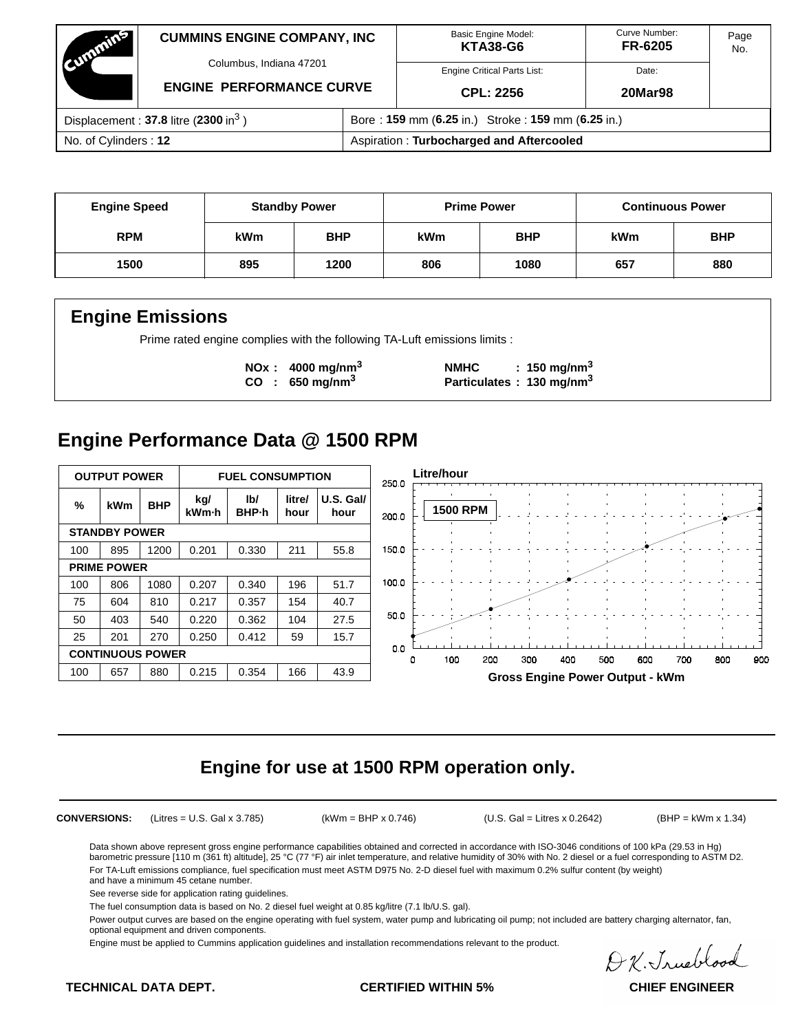| CUMMINS ENGINE COMPANY, INC<br>Columbus, Indiana 47201<br>ENGINE PERFORMANCE CURVE | Basic Engine Model: **KTA38-G6** | Curve Number: **FR-6205** | Page No. |
|---|---|---|---|
| | Engine Critical Parts List: **CPL: 2256** | Date: **20Mar98** | |

| | |
|---|---|
| Displacement : **37.8** litre (**2300** in$^3$ ) | Bore : **159** mm (**6.25** in.) Stroke : **159** mm (**6.25** in.) |
| No. of Cylinders : **12** | Aspiration : **Turbocharged and Aftercooled** |

| Engine Speed | Standby Power | | Prime Power | | Continuous Power | |
|---|---|---|---|---|---|---|
| RPM | kWm | BHP | kWm | BHP | kWm | BHP |
| 1500 | 895 | 1200 | 806 | 1080 | 657 | 880 |

## Engine Emissions

Prime rated engine complies with the following TA-Luft emissions limits :

**NOx : 4000 mg/nm$^3$** **NMHC : 150 mg/nm$^3$**
**CO : 650 mg/nm$^3$** **Particulates : 130 mg/nm$^3$**

## Engine Performance Data @ 1500 RPM

| OUTPUT POWER | | | FUEL CONSUMPTION | | | |
|---|---|---|---|---|---|---|
| % | kWm | BHP | kg/ kWm·h | lb/ BHP·h | litre/ hour | U.S. Gal/ hour |
| **STANDBY POWER** | | | | | | |
| 100 | 895 | 1200 | 0.201 | 0.330 | 211 | 55.8 |
| **PRIME POWER** | | | | | | |
| 100 | 806 | 1080 | 0.207 | 0.340 | 196 | 51.7 |
| 75 | 604 | 810 | 0.217 | 0.357 | 154 | 40.7 |
| 50 | 403 | 540 | 0.220 | 0.362 | 104 | 27.5 |
| 25 | 201 | 270 | 0.250 | 0.412 | 59 | 15.7 |
| **CONTINUOUS POWER** | | | | | | |
| 100 | 657 | 880 | 0.215 | 0.354 | 166 | 43.9 |

Litre/hour — 1500 RPM — Gross Engine Power Output - kWm

## Engine for use at 1500 RPM operation only.

**CONVERSIONS:** (Litres = U.S. Gal x 3.785) (kWm = BHP x 0.746) (U.S. Gal = Litres x 0.2642) (BHP = kWm x 1.34)

Data shown above represent gross engine performance capabilities obtained and corrected in accordance with ISO-3046 conditions of 100 kPa (29.53 in Hg) barometric pressure [110 m (361 ft) altitude], 25 °C (77 °F) air inlet temperature, and relative humidity of 30% with No. 2 diesel or a fuel corresponding to ASTM D2.

For TA-Luft emissions compliance, fuel specification must meet ASTM D975 No. 2-D diesel fuel with maximum 0.2% sulfur content (by weight) and have a minimum 45 cetane number.

See reverse side for application rating guidelines.

The fuel consumption data is based on No. 2 diesel fuel weight at 0.85 kg/litre (7.1 lb/U.S. gal).

Power output curves are based on the engine operating with fuel system, water pump and lubricating oil pump; not included are battery charging alternator, fan, optional equipment and driven components.

Engine must be applied to Cummins application guidelines and installation recommendations relevant to the product.

**TECHNICAL DATA DEPT.** **CERTIFIED WITHIN 5%** D.K. Trueblood **CHIEF ENGINEER**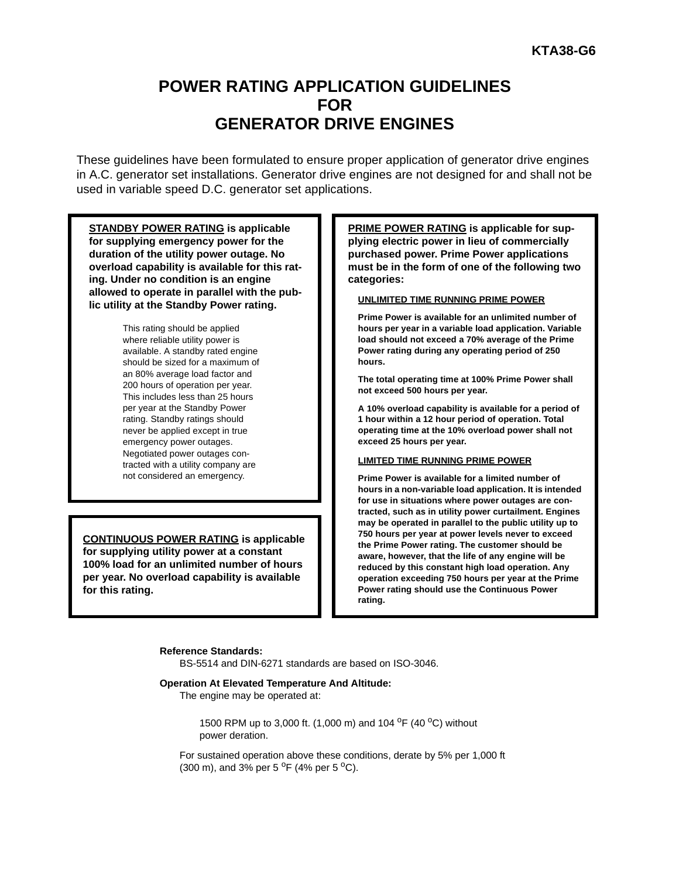KTA38-G6

# POWER RATING APPLICATION GUIDELINES FOR GENERATOR DRIVE ENGINES

These guidelines have been formulated to ensure proper application of generator drive engines in A.C. generator set installations. Generator drive engines are not designed for and shall not be used in variable speed D.C. generator set applications.

**STANDBY POWER RATING is applicable for supplying emergency power for the duration of the utility power outage. No overload capability is available for this rating. Under no condition is an engine allowed to operate in parallel with the public utility at the Standby Power rating.**

This rating should be applied where reliable utility power is available. A standby rated engine should be sized for a maximum of an 80% average load factor and 200 hours of operation per year. This includes less than 25 hours per year at the Standby Power rating. Standby ratings should never be applied except in true emergency power outages. Negotiated power outages contracted with a utility company are not considered an emergency.

**CONTINUOUS POWER RATING is applicable for supplying utility power at a constant 100% load for an unlimited number of hours per year. No overload capability is available for this rating.**

**PRIME POWER RATING is applicable for supplying electric power in lieu of commercially purchased power. Prime Power applications must be in the form of one of the following two categories:**

**UNLIMITED TIME RUNNING PRIME POWER**

**Prime Power is available for an unlimited number of hours per year in a variable load application. Variable load should not exceed a 70% average of the Prime Power rating during any operating period of 250 hours.**

**The total operating time at 100% Prime Power shall not exceed 500 hours per year.**

**A 10% overload capability is available for a period of 1 hour within a 12 hour period of operation. Total operating time at the 10% overload power shall not exceed 25 hours per year.**

**LIMITED TIME RUNNING PRIME POWER**

**Prime Power is available for a limited number of hours in a non-variable load application. It is intended for use in situations where power outages are contracted, such as in utility power curtailment. Engines may be operated in parallel to the public utility up to 750 hours per year at power levels never to exceed the Prime Power rating. The customer should be aware, however, that the life of any engine will be reduced by this constant high load operation. Any operation exceeding 750 hours per year at the Prime Power rating should use the Continuous Power rating.**

**Reference Standards:**
BS-5514 and DIN-6271 standards are based on ISO-3046.

**Operation At Elevated Temperature And Altitude:**
The engine may be operated at:

1500 RPM up to 3,000 ft. (1,000 m) and 104 $^{o}$F (40 $^{o}$C) without power deration.

For sustained operation above these conditions, derate by 5% per 1,000 ft (300 m), and 3% per 5 $^{o}$F (4% per 5 $^{o}$C).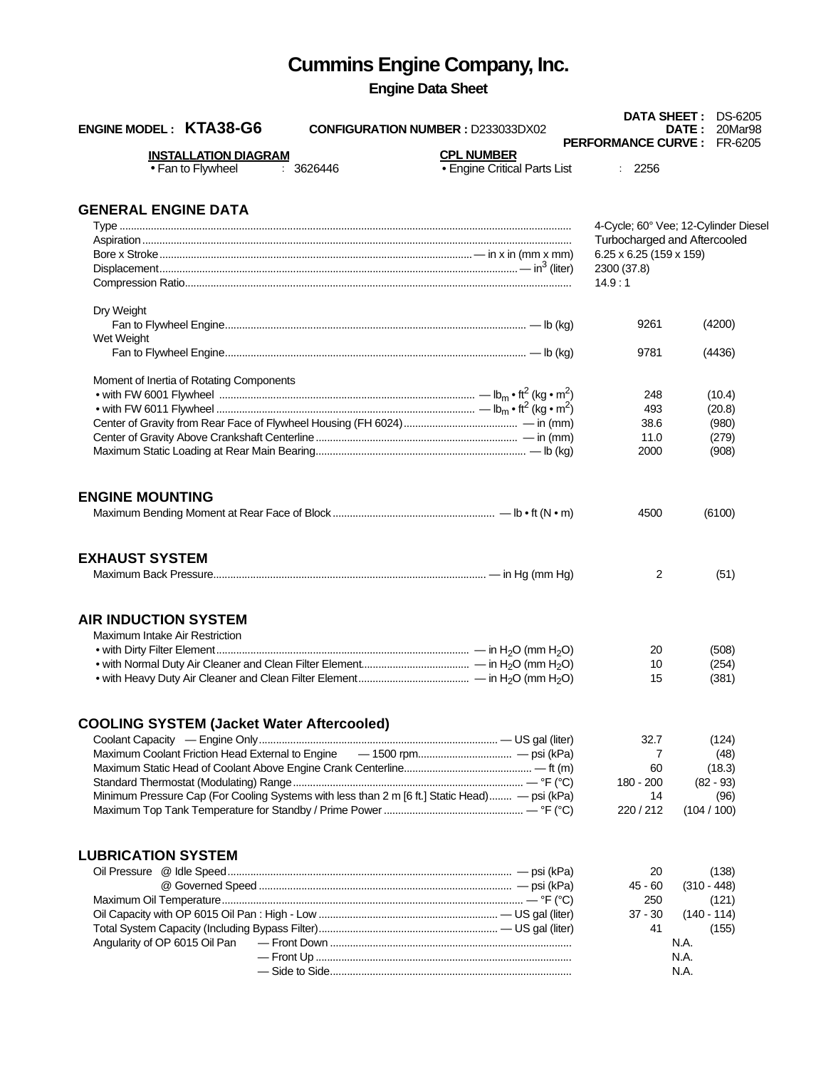# Cummins Engine Company, Inc.

**Engine Data Sheet**

**ENGINE MODEL : KTA38-G6** **CONFIGURATION NUMBER :** D233033DX02

**DATA SHEET :** DS-6205
**DATE :** 20Mar98
**PERFORMANCE CURVE :** FR-6205

**INSTALLATION DIAGRAM**
- Fan to Flywheel : 3626446

**CPL NUMBER**
- Engine Critical Parts List : 2256

## GENERAL ENGINE DATA

| Item | Value | |
|---|---|---|
| Type | 4-Cycle; 60° Vee; 12-Cylinder Diesel | |
| Aspiration | Turbocharged and Aftercooled | |
| Bore x Stroke — in x in (mm x mm) | 6.25 x 6.25 (159 x 159) | |
| Displacement — $in^3$ (liter) | 2300 (37.8) | |
| Compression Ratio | 14.9 : 1 | |
| **Dry Weight** | | |
| Fan to Flywheel Engine — lb (kg) | 9261 | (4200) |
| **Wet Weight** | | |
| Fan to Flywheel Engine — lb (kg) | 9781 | (4436) |
| **Moment of Inertia of Rotating Components** | | |
| • with FW 6001 Flywheel — $lb_m \cdot ft^2$ ($kg \cdot m^2$) | 248 | (10.4) |
| • with FW 6011 Flywheel — $lb_m \cdot ft^2$ ($kg \cdot m^2$) | 493 | (20.8) |
| Center of Gravity from Rear Face of Flywheel Housing (FH 6024) — in (mm) | 38.6 | (980) |
| Center of Gravity Above Crankshaft Centerline — in (mm) | 11.0 | (279) |
| Maximum Static Loading at Rear Main Bearing — lb (kg) | 2000 | (908) |

## ENGINE MOUNTING

| Item | Value | |
|---|---|---|
| Maximum Bending Moment at Rear Face of Block — lb • ft (N • m) | 4500 | (6100) |

## EXHAUST SYSTEM

| Item | Value | |
|---|---|---|
| Maximum Back Pressure — in Hg (mm Hg) | 2 | (51) |

## AIR INDUCTION SYSTEM

| Item | Value | |
|---|---|---|
| **Maximum Intake Air Restriction** | | |
| • with Dirty Filter Element — in $H_2O$ (mm $H_2O$) | 20 | (508) |
| • with Normal Duty Air Cleaner and Clean Filter Element — in $H_2O$ (mm $H_2O$) | 10 | (254) |
| • with Heavy Duty Air Cleaner and Clean Filter Element — in $H_2O$ (mm $H_2O$) | 15 | (381) |

## COOLING SYSTEM (Jacket Water Aftercooled)

| Item | Value | |
|---|---|---|
| Coolant Capacity — Engine Only — US gal (liter) | 32.7 | (124) |
| Maximum Coolant Friction Head External to Engine — 1500 rpm — psi (kPa) | 7 | (48) |
| Maximum Static Head of Coolant Above Engine Crank Centerline — ft (m) | 60 | (18.3) |
| Standard Thermostat (Modulating) Range — °F (°C) | 180 - 200 | (82 - 93) |
| Minimum Pressure Cap (For Cooling Systems with less than 2 m [6 ft.] Static Head) — psi (kPa) | 14 | (96) |
| Maximum Top Tank Temperature for Standby / Prime Power — °F (°C) | 220 / 212 | (104 / 100) |

## LUBRICATION SYSTEM

| Item | Value | |
|---|---|---|
| Oil Pressure @ Idle Speed — psi (kPa) | 20 | (138) |
| @ Governed Speed — psi (kPa) | 45 - 60 | (310 - 448) |
| Maximum Oil Temperature — °F (°C) | 250 | (121) |
| Oil Capacity with OP 6015 Oil Pan : High - Low — US gal (liter) | 37 - 30 | (140 - 114) |
| Total System Capacity (Including Bypass Filter) — US gal (liter) | 41 | (155) |
| Angularity of OP 6015 Oil Pan — Front Down | N.A. | |
| — Front Up | N.A. | |
| — Side to Side | N.A. | |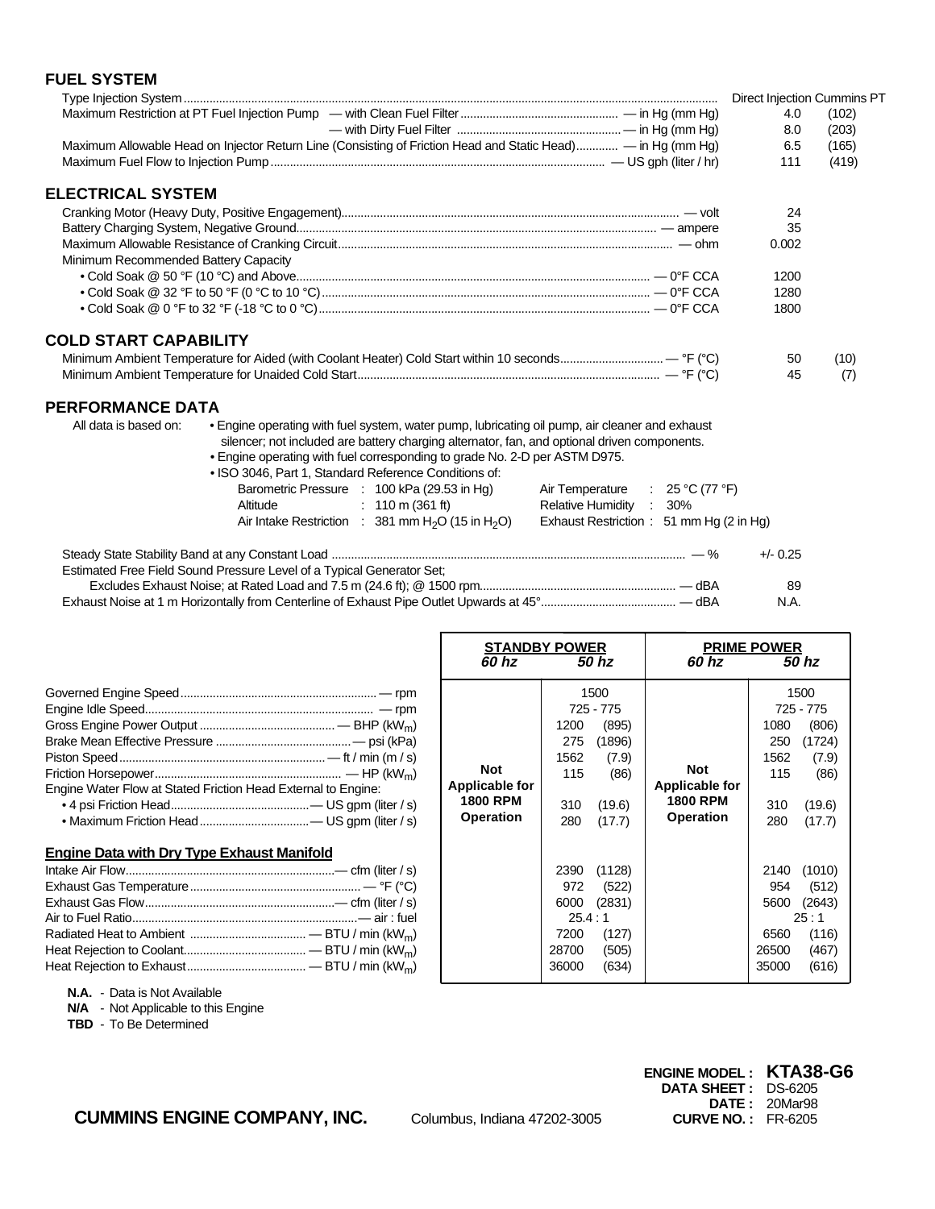## FUEL SYSTEM

| | | |
|---|---|---|
| Type Injection System | Direct Injection Cummins PT | |
| Maximum Restriction at PT Fuel Injection Pump — with Clean Fuel Filter — in Hg (mm Hg) | 4.0 | (102) |
| — with Dirty Fuel Filter — in Hg (mm Hg) | 8.0 | (203) |
| Maximum Allowable Head on Injector Return Line (Consisting of Friction Head and Static Head) — in Hg (mm Hg) | 6.5 | (165) |
| Maximum Fuel Flow to Injection Pump — US gph (liter / hr) | 111 | (419) |

## ELECTRICAL SYSTEM

| | |
|---|---|
| Cranking Motor (Heavy Duty, Positive Engagement) — volt | 24 |
| Battery Charging System, Negative Ground — ampere | 35 |
| Maximum Allowable Resistance of Cranking Circuit — ohm | 0.002 |
| Minimum Recommended Battery Capacity | |
| • Cold Soak @ 50 °F (10 °C) and Above — 0°F CCA | 1200 |
| • Cold Soak @ 32 °F to 50 °F (0 °C to 10 °C) — 0°F CCA | 1280 |
| • Cold Soak @ 0 °F to 32 °F (-18 °C to 0 °C) — 0°F CCA | 1800 |

## COLD START CAPABILITY

| | | |
|---|---|---|
| Minimum Ambient Temperature for Aided (with Coolant Heater) Cold Start within 10 seconds — °F (°C) | 50 | (10) |
| Minimum Ambient Temperature for Unaided Cold Start — °F (°C) | 45 | (7) |

## PERFORMANCE DATA

All data is based on:
- Engine operating with fuel system, water pump, lubricating oil pump, air cleaner and exhaust silencer; not included are battery charging alternator, fan, and optional driven components.
- Engine operating with fuel corresponding to grade No. 2-D per ASTM D975.
- ISO 3046, Part 1, Standard Reference Conditions of:

| | | | |
|---|---|---|---|
| Barometric Pressure | 100 kPa (29.53 in Hg) | Air Temperature | 25 °C (77 °F) |
| Altitude | 110 m (361 ft) | Relative Humidity | 30% |
| Air Intake Restriction | 381 mm $H_2O$ (15 in $H_2O$) | Exhaust Restriction | 51 mm Hg (2 in Hg) |

| | |
|---|---|
| Steady State Stability Band at any Constant Load — % | +/- 0.25 |
| Estimated Free Field Sound Pressure Level of a Typical Generator Set; Excludes Exhaust Noise; at Rated Load and 7.5 m (24.6 ft); @ 1500 rpm — dBA | 89 |
| Exhaust Noise at 1 m Horizontally from Centerline of Exhaust Pipe Outlet Upwards at 45° — dBA | N.A. |

| | STANDBY POWER 60 hz | STANDBY POWER 50 hz | PRIME POWER 60 hz | PRIME POWER 50 hz |
|---|---|---|---|---|
| Governed Engine Speed — rpm | Not Applicable for 1800 RPM Operation | 1500 | Not Applicable for 1800 RPM Operation | 1500 |
| Engine Idle Speed — rpm | | 725 - 775 | | 725 - 775 |
| Gross Engine Power Output — BHP ($kW_m$) | | 1200 (895) | | 1080 (806) |
| Brake Mean Effective Pressure — psi (kPa) | | 275 (1896) | | 250 (1724) |
| Piston Speed — ft / min (m / s) | | 1562 (7.9) | | 1562 (7.9) |
| Friction Horsepower — HP ($kW_m$) | | 115 (86) | | 115 (86) |
| Engine Water Flow at Stated Friction Head External to Engine: | | | | |
| • 4 psi Friction Head — US gpm (liter / s) | | 310 (19.6) | | 310 (19.6) |
| • Maximum Friction Head — US gpm (liter / s) | | 280 (17.7) | | 280 (17.7) |
| **Engine Data with Dry Type Exhaust Manifold** | | | | |
| Intake Air Flow — cfm (liter / s) | | 2390 (1128) | | 2140 (1010) |
| Exhaust Gas Temperature — °F (°C) | | 972 (522) | | 954 (512) |
| Exhaust Gas Flow — cfm (liter / s) | | 6000 (2831) | | 5600 (2643) |
| Air to Fuel Ratio — air : fuel | | 25.4 : 1 | | 25 : 1 |
| Radiated Heat to Ambient — BTU / min ($kW_m$) | | 7200 (127) | | 6560 (116) |
| Heat Rejection to Coolant — BTU / min ($kW_m$) | | 28700 (505) | | 26500 (467) |
| Heat Rejection to Exhaust — BTU / min ($kW_m$) | | 36000 (634) | | 35000 (616) |

**N.A.** - Data is Not Available
**N/A** - Not Applicable to this Engine
**TBD** - To Be Determined

**ENGINE MODEL : KTA38-G6**
**DATA SHEET :** DS-6205
**DATE :** 20Mar98
**CURVE NO. :** FR-6205

**CUMMINS ENGINE COMPANY, INC.** Columbus, Indiana 47202-3005